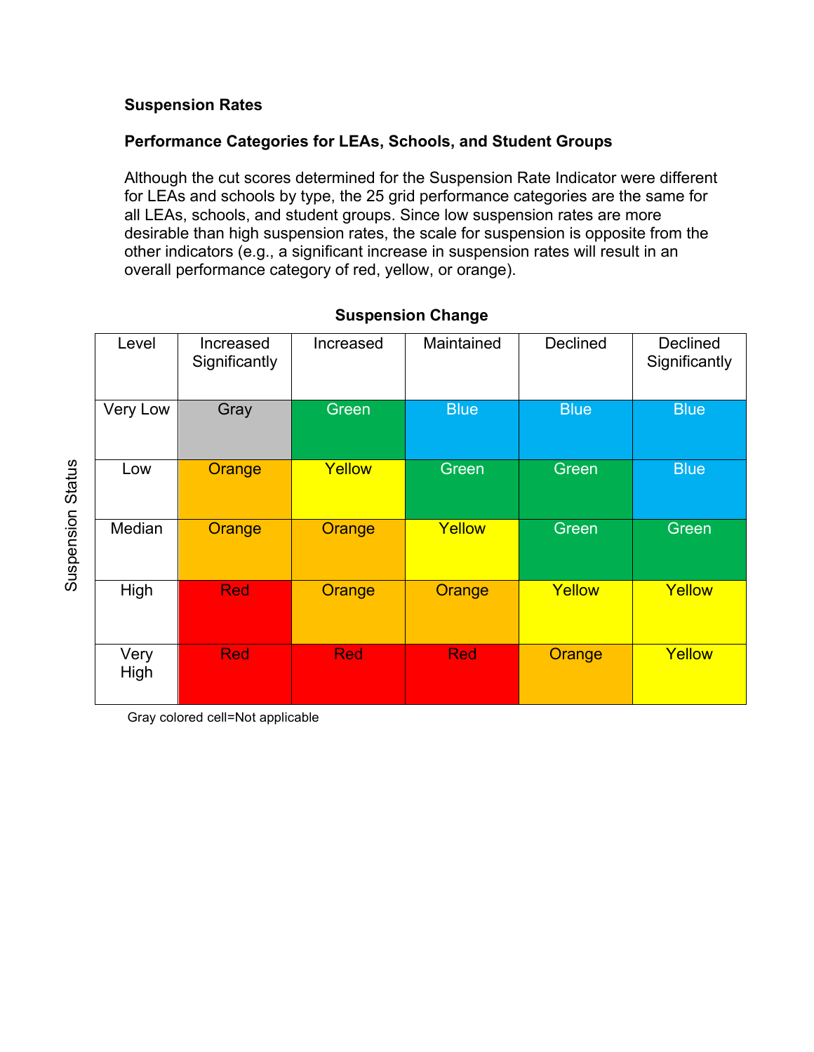### Suspension Rates

### Performance Categories for LEAs, Schools, and Student Groups

Although the cut scores determined for the Suspension Rate Indicator were different for LEAs and schools by type, the 25 grid performance categories are the same for all LEAs, schools, and student groups. Since low suspension rates are more desirable than high suspension rates, the scale for suspension is opposite from the other indicators (e.g., a significant increase in suspension rates will result in an overall performance category of red, yellow, or orange).

**Suspension Change**

| Suspension Status: Level | Increased Significantly | Increased | Maintained | Declined | Declined Significantly |
|---|---|---|---|---|---|
| Very Low | Gray | Green | Blue | Blue | Blue |
| Low | Orange | Yellow | Green | Green | Blue |
| Median | Orange | Orange | Yellow | Green | Green |
| High | Red | Orange | Orange | Yellow | Yellow |
| Very High | Red | Red | Red | Orange | Yellow |

Gray colored cell=Not applicable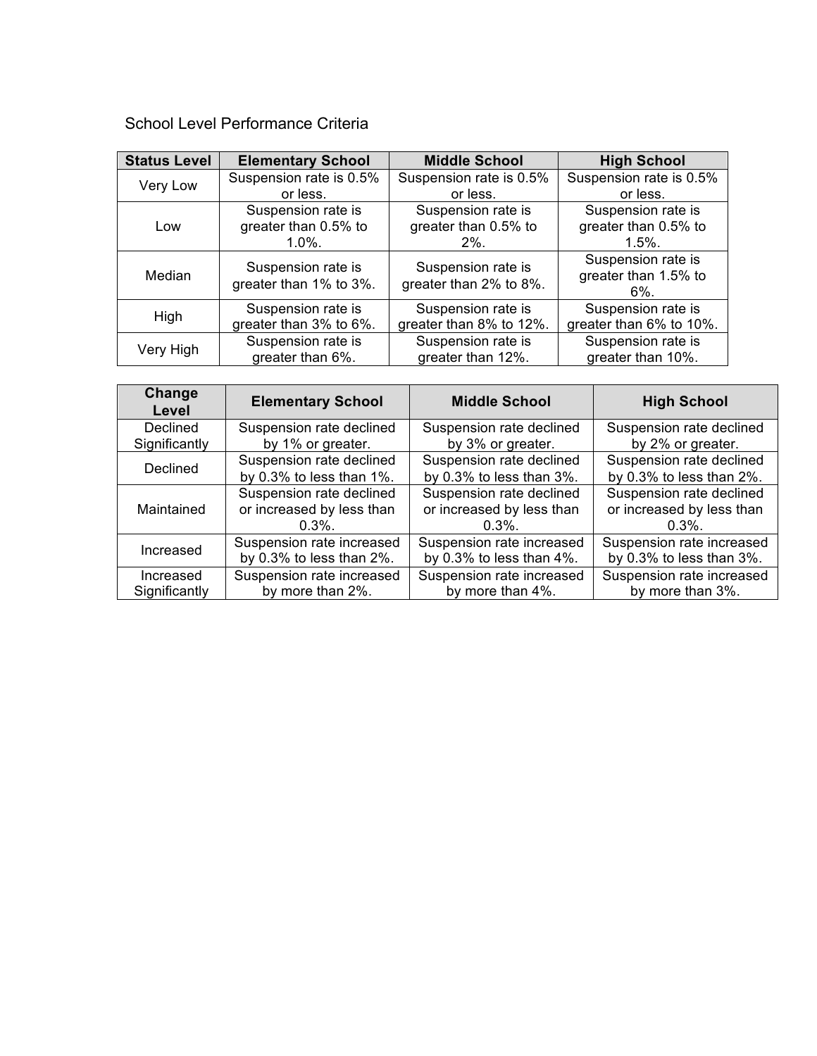School Level Performance Criteria

| Status Level | Elementary School | Middle School | High School |
|---|---|---|---|
| Very Low | Suspension rate is 0.5% or less. | Suspension rate is 0.5% or less. | Suspension rate is 0.5% or less. |
| Low | Suspension rate is greater than 0.5% to 1.0%. | Suspension rate is greater than 0.5% to 2%. | Suspension rate is greater than 0.5% to 1.5%. |
| Median | Suspension rate is greater than 1% to 3%. | Suspension rate is greater than 2% to 8%. | Suspension rate is greater than 1.5% to 6%. |
| High | Suspension rate is greater than 3% to 6%. | Suspension rate is greater than 8% to 12%. | Suspension rate is greater than 6% to 10%. |
| Very High | Suspension rate is greater than 6%. | Suspension rate is greater than 12%. | Suspension rate is greater than 10%. |

| Change Level | Elementary School | Middle School | High School |
|---|---|---|---|
| Declined Significantly | Suspension rate declined by 1% or greater. | Suspension rate declined by 3% or greater. | Suspension rate declined by 2% or greater. |
| Declined | Suspension rate declined by 0.3% to less than 1%. | Suspension rate declined by 0.3% to less than 3%. | Suspension rate declined by 0.3% to less than 2%. |
| Maintained | Suspension rate declined or increased by less than 0.3%. | Suspension rate declined or increased by less than 0.3%. | Suspension rate declined or increased by less than 0.3%. |
| Increased | Suspension rate increased by 0.3% to less than 2%. | Suspension rate increased by 0.3% to less than 4%. | Suspension rate increased by 0.3% to less than 3%. |
| Increased Significantly | Suspension rate increased by more than 2%. | Suspension rate increased by more than 4%. | Suspension rate increased by more than 3%. |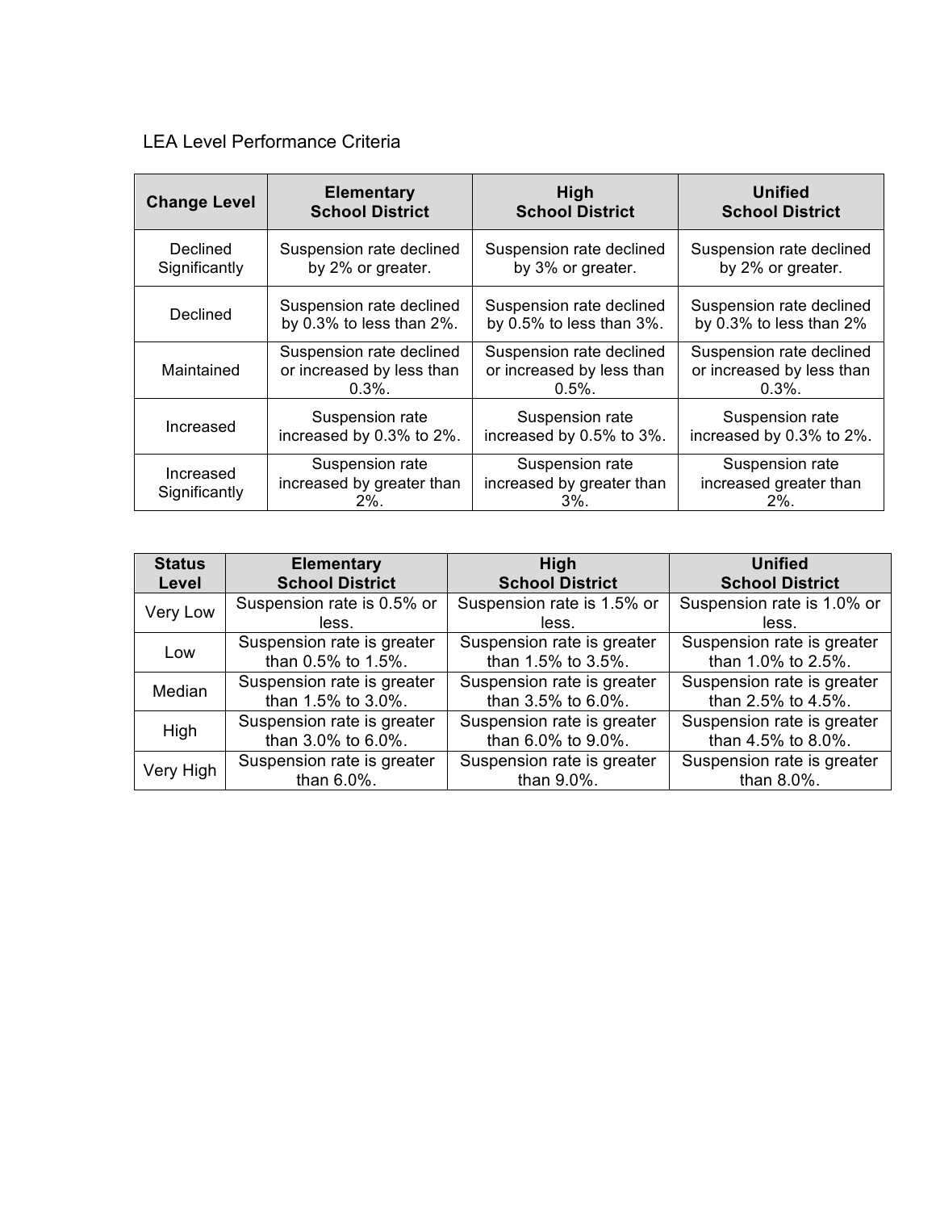LEA Level Performance Criteria

| Change Level | Elementary School District | High School District | Unified School District |
|---|---|---|---|
| Declined Significantly | Suspension rate declined by 2% or greater. | Suspension rate declined by 3% or greater. | Suspension rate declined by 2% or greater. |
| Declined | Suspension rate declined by 0.3% to less than 2%. | Suspension rate declined by 0.5% to less than 3%. | Suspension rate declined by 0.3% to less than 2% |
| Maintained | Suspension rate declined or increased by less than 0.3%. | Suspension rate declined or increased by less than 0.5%. | Suspension rate declined or increased by less than 0.3%. |
| Increased | Suspension rate increased by 0.3% to 2%. | Suspension rate increased by 0.5% to 3%. | Suspension rate increased by 0.3% to 2%. |
| Increased Significantly | Suspension rate increased by greater than 2%. | Suspension rate increased by greater than 3%. | Suspension rate increased greater than 2%. |

| Status Level | Elementary School District | High School District | Unified School District |
|---|---|---|---|
| Very Low | Suspension rate is 0.5% or less. | Suspension rate is 1.5% or less. | Suspension rate is 1.0% or less. |
| Low | Suspension rate is greater than 0.5% to 1.5%. | Suspension rate is greater than 1.5% to 3.5%. | Suspension rate is greater than 1.0% to 2.5%. |
| Median | Suspension rate is greater than 1.5% to 3.0%. | Suspension rate is greater than 3.5% to 6.0%. | Suspension rate is greater than 2.5% to 4.5%. |
| High | Suspension rate is greater than 3.0% to 6.0%. | Suspension rate is greater than 6.0% to 9.0%. | Suspension rate is greater than 4.5% to 8.0%. |
| Very High | Suspension rate is greater than 6.0%. | Suspension rate is greater than 9.0%. | Suspension rate is greater than 8.0%. |